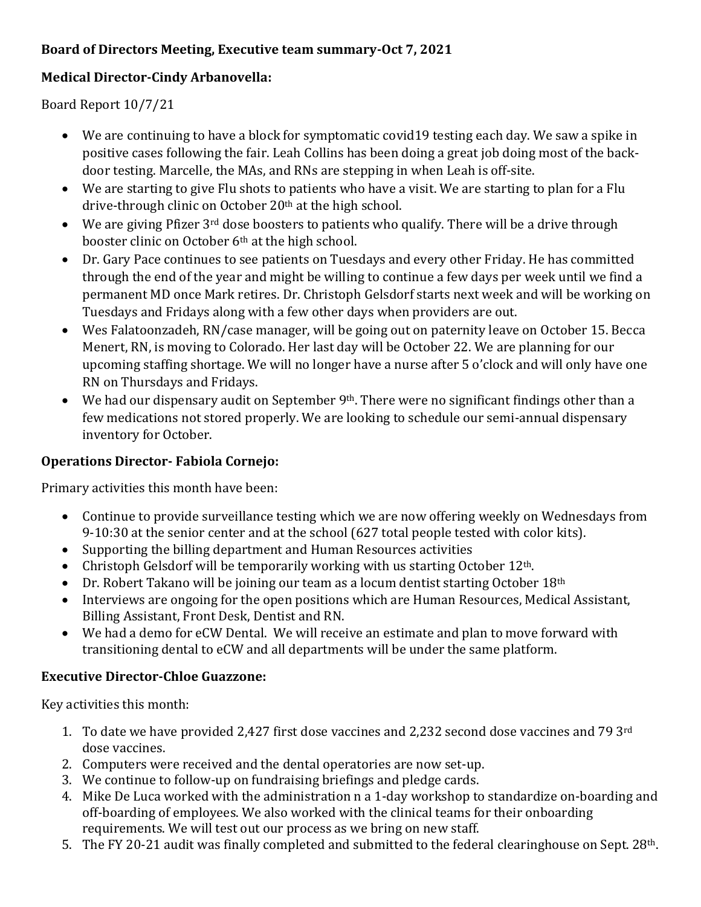**Board of Directors Meeting, Executive team summary-Oct 7, 2021**

**Medical Director-Cindy Arbanovella:**

Board Report 10/7/21

- We are continuing to have a block for symptomatic covid19 testing each day. We saw a spike in positive cases following the fair. Leah Collins has been doing a great job doing most of the back-door testing. Marcelle, the MAs, and RNs are stepping in when Leah is off-site.
- We are starting to give Flu shots to patients who have a visit. We are starting to plan for a Flu drive-through clinic on October 20th at the high school.
- We are giving Pfizer 3rd dose boosters to patients who qualify. There will be a drive through booster clinic on October 6th at the high school.
- Dr. Gary Pace continues to see patients on Tuesdays and every other Friday. He has committed through the end of the year and might be willing to continue a few days per week until we find a permanent MD once Mark retires. Dr. Christoph Gelsdorf starts next week and will be working on Tuesdays and Fridays along with a few other days when providers are out.
- Wes Falatoonzadeh, RN/case manager, will be going out on paternity leave on October 15. Becca Menert, RN, is moving to Colorado. Her last day will be October 22. We are planning for our upcoming staffing shortage. We will no longer have a nurse after 5 o'clock and will only have one RN on Thursdays and Fridays.
- We had our dispensary audit on September 9th. There were no significant findings other than a few medications not stored properly. We are looking to schedule our semi-annual dispensary inventory for October.

**Operations Director- Fabiola Cornejo:**

Primary activities this month have been:

- Continue to provide surveillance testing which we are now offering weekly on Wednesdays from 9-10:30 at the senior center and at the school (627 total people tested with color kits).
- Supporting the billing department and Human Resources activities
- Christoph Gelsdorf will be temporarily working with us starting October 12th.
- Dr. Robert Takano will be joining our team as a locum dentist starting October 18th
- Interviews are ongoing for the open positions which are Human Resources, Medical Assistant, Billing Assistant, Front Desk, Dentist and RN.
- We had a demo for eCW Dental. We will receive an estimate and plan to move forward with transitioning dental to eCW and all departments will be under the same platform.

**Executive Director-Chloe Guazzone:**

Key activities this month:

1. To date we have provided 2,427 first dose vaccines and 2,232 second dose vaccines and 79 3rd dose vaccines.
2. Computers were received and the dental operatories are now set-up.
3. We continue to follow-up on fundraising briefings and pledge cards.
4. Mike De Luca worked with the administration n a 1-day workshop to standardize on-boarding and off-boarding of employees. We also worked with the clinical teams for their onboarding requirements. We will test out our process as we bring on new staff.
5. The FY 20-21 audit was finally completed and submitted to the federal clearinghouse on Sept. 28th.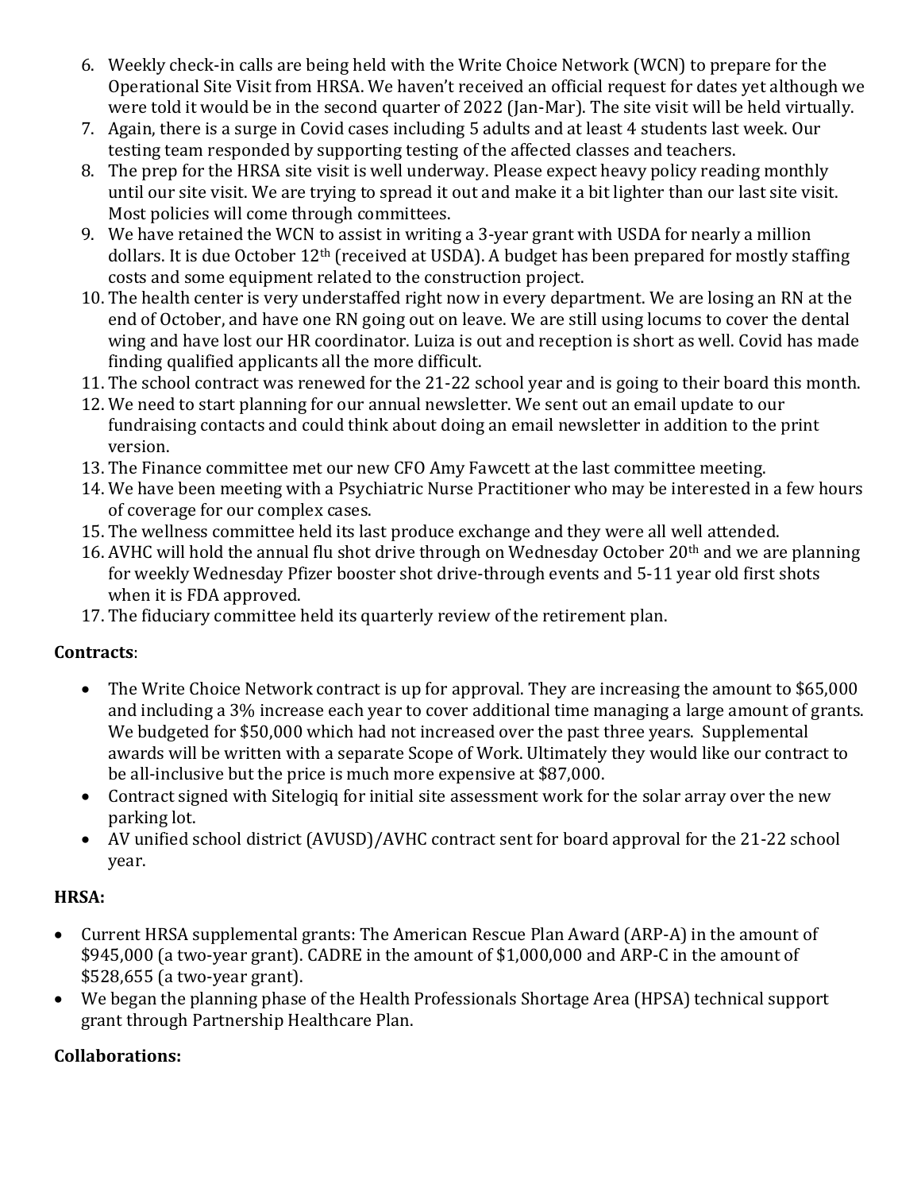6. Weekly check-in calls are being held with the Write Choice Network (WCN) to prepare for the Operational Site Visit from HRSA. We haven't received an official request for dates yet although we were told it would be in the second quarter of 2022 (Jan-Mar). The site visit will be held virtually.
7. Again, there is a surge in Covid cases including 5 adults and at least 4 students last week. Our testing team responded by supporting testing of the affected classes and teachers.
8. The prep for the HRSA site visit is well underway. Please expect heavy policy reading monthly until our site visit. We are trying to spread it out and make it a bit lighter than our last site visit. Most policies will come through committees.
9. We have retained the WCN to assist in writing a 3-year grant with USDA for nearly a million dollars. It is due October 12th (received at USDA). A budget has been prepared for mostly staffing costs and some equipment related to the construction project.
10. The health center is very understaffed right now in every department. We are losing an RN at the end of October, and have one RN going out on leave. We are still using locums to cover the dental wing and have lost our HR coordinator. Luiza is out and reception is short as well. Covid has made finding qualified applicants all the more difficult.
11. The school contract was renewed for the 21-22 school year and is going to their board this month.
12. We need to start planning for our annual newsletter. We sent out an email update to our fundraising contacts and could think about doing an email newsletter in addition to the print version.
13. The Finance committee met our new CFO Amy Fawcett at the last committee meeting.
14. We have been meeting with a Psychiatric Nurse Practitioner who may be interested in a few hours of coverage for our complex cases.
15. The wellness committee held its last produce exchange and they were all well attended.
16. AVHC will hold the annual flu shot drive through on Wednesday October 20th and we are planning for weekly Wednesday Pfizer booster shot drive-through events and 5-11 year old first shots when it is FDA approved.
17. The fiduciary committee held its quarterly review of the retirement plan.

**Contracts**:

- The Write Choice Network contract is up for approval. They are increasing the amount to $65,000 and including a 3% increase each year to cover additional time managing a large amount of grants. We budgeted for $50,000 which had not increased over the past three years. Supplemental awards will be written with a separate Scope of Work. Ultimately they would like our contract to be all-inclusive but the price is much more expensive at $87,000.
- Contract signed with Sitelogiq for initial site assessment work for the solar array over the new parking lot.
- AV unified school district (AVUSD)/AVHC contract sent for board approval for the 21-22 school year.

**HRSA:**

- Current HRSA supplemental grants: The American Rescue Plan Award (ARP-A) in the amount of $945,000 (a two-year grant). CADRE in the amount of $1,000,000 and ARP-C in the amount of $528,655 (a two-year grant).
- We began the planning phase of the Health Professionals Shortage Area (HPSA) technical support grant through Partnership Healthcare Plan.

**Collaborations:**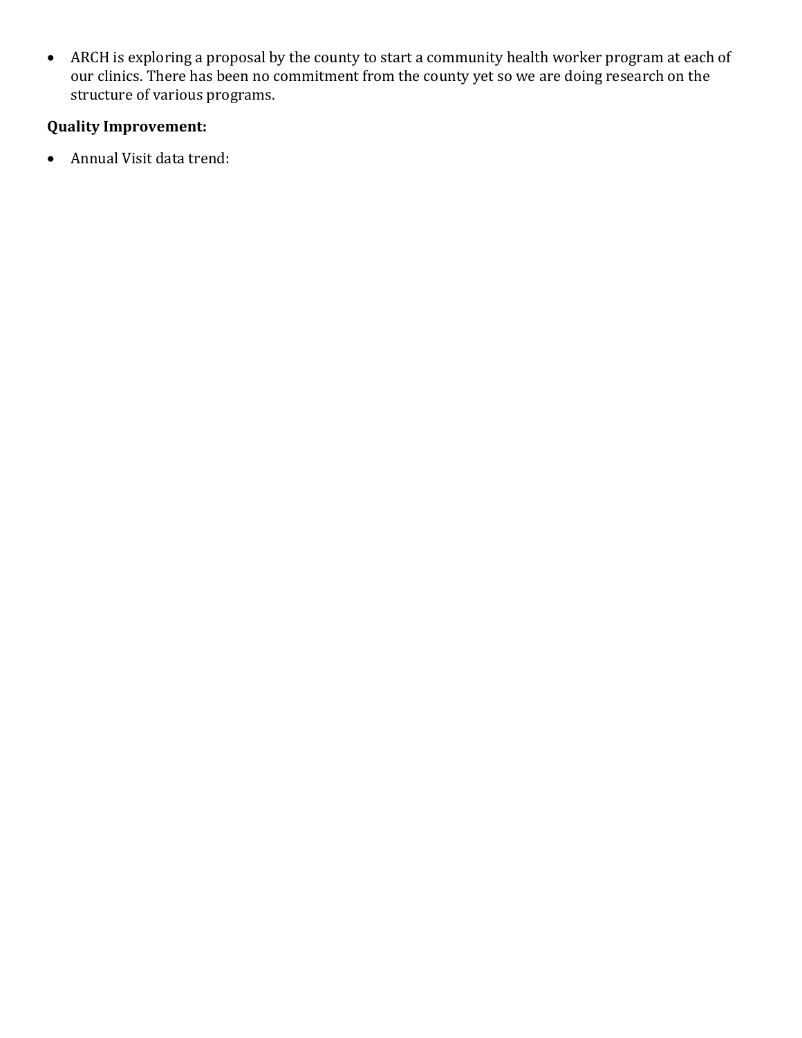- ARCH is exploring a proposal by the county to start a community health worker program at each of our clinics. There has been no commitment from the county yet so we are doing research on the structure of various programs.

**Quality Improvement:**

- Annual Visit data trend: